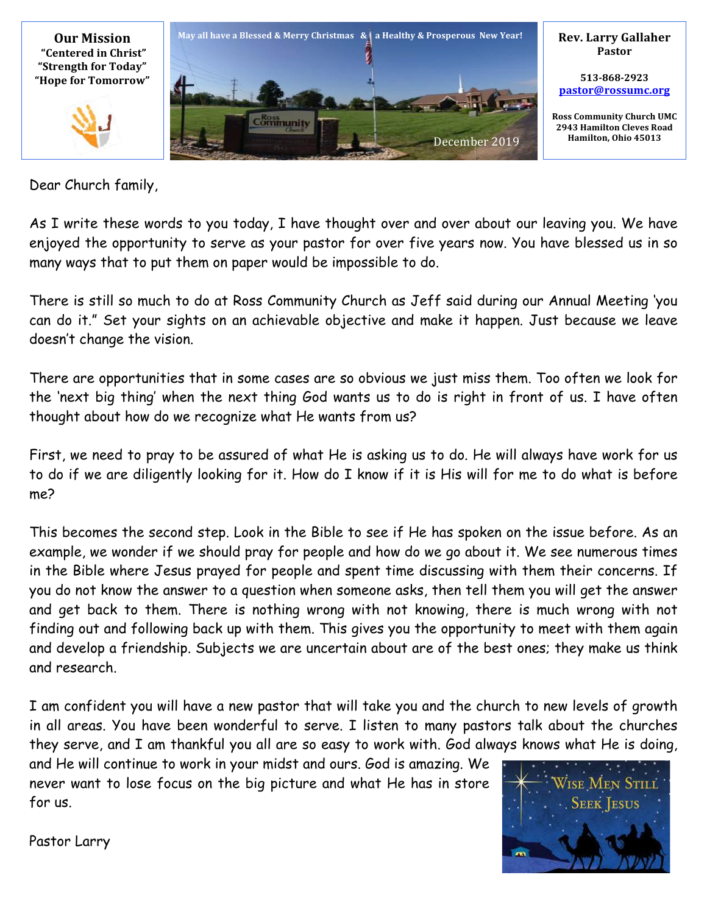**Our Mission**
"Centered in Christ"
"Strength for Today"
"Hope for Tomorrow"

May all have a Blessed & Merry Christmas & a Healthy & Prosperous New Year!

December 2019

**Rev. Larry Gallaher**
**Pastor**

513-868-2923
pastor@rossumc.org

Ross Community Church UMC
2943 Hamilton Cleves Road
Hamilton, Ohio 45013

Dear Church family,

As I write these words to you today, I have thought over and over about our leaving you. We have enjoyed the opportunity to serve as your pastor for over five years now. You have blessed us in so many ways that to put them on paper would be impossible to do.

There is still so much to do at Ross Community Church as Jeff said during our Annual Meeting 'you can do it." Set your sights on an achievable objective and make it happen. Just because we leave doesn't change the vision.

There are opportunities that in some cases are so obvious we just miss them. Too often we look for the 'next big thing' when the next thing God wants us to do is right in front of us. I have often thought about how do we recognize what He wants from us?

First, we need to pray to be assured of what He is asking us to do. He will always have work for us to do if we are diligently looking for it. How do I know if it is His will for me to do what is before me?

This becomes the second step. Look in the Bible to see if He has spoken on the issue before. As an example, we wonder if we should pray for people and how do we go about it. We see numerous times in the Bible where Jesus prayed for people and spent time discussing with them their concerns. If you do not know the answer to a question when someone asks, then tell them you will get the answer and get back to them. There is nothing wrong with not knowing, there is much wrong with not finding out and following back up with them. This gives you the opportunity to meet with them again and develop a friendship. Subjects we are uncertain about are of the best ones; they make us think and research.

I am confident you will have a new pastor that will take you and the church to new levels of growth in all areas. You have been wonderful to serve. I listen to many pastors talk about the churches they serve, and I am thankful you all are so easy to work with. God always knows what He is doing, and He will continue to work in your midst and ours. God is amazing. We never want to lose focus on the big picture and what He has in store for us.

Pastor Larry

Wise Men Still Seek Jesus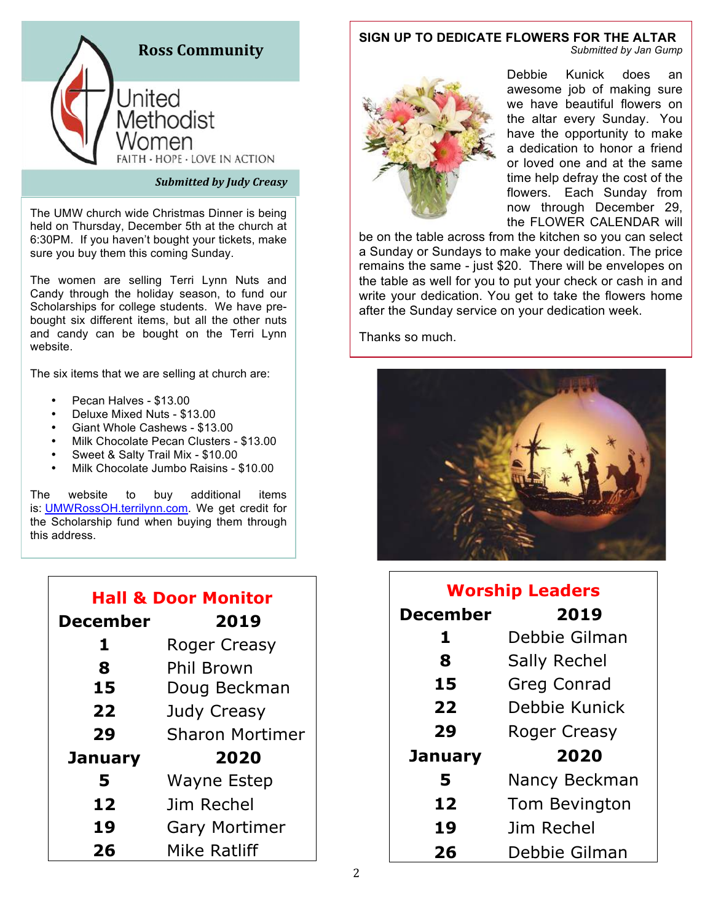## Ross Community United Methodist Women

FAITH · HOPE · LOVE IN ACTION

***Submitted by Judy Creasy***

The UMW church wide Christmas Dinner is being held on Thursday, December 5th at the church at 6:30PM. If you haven't bought your tickets, make sure you buy them this coming Sunday.

The women are selling Terri Lynn Nuts and Candy through the holiday season, to fund our Scholarships for college students. We have pre-bought six different items, but all the other nuts and candy can be bought on the Terri Lynn website.

The six items that we are selling at church are:

- Pecan Halves - $13.00
- Deluxe Mixed Nuts - $13.00
- Giant Whole Cashews - $13.00
- Milk Chocolate Pecan Clusters - $13.00
- Sweet & Salty Trail Mix - $10.00
- Milk Chocolate Jumbo Raisins - $10.00

The website to buy additional items is: UMWRossOH.terrilynn.com. We get credit for the Scholarship fund when buying them through this address.

### Hall & Door Monitor

| December | 2019 |
|---|---|
| 1 | Roger Creasy |
| 8 | Phil Brown |
| 15 | Doug Beckman |
| 22 | Judy Creasy |
| 29 | Sharon Mortimer |
| **January** | **2020** |
| 5 | Wayne Estep |
| 12 | Jim Rechel |
| 19 | Gary Mortimer |
| 26 | Mike Ratliff |

## SIGN UP TO DEDICATE FLOWERS FOR THE ALTAR

*Submitted by Jan Gump*

Debbie Kunick does an awesome job of making sure we have beautiful flowers on the altar every Sunday. You have the opportunity to make a dedication to honor a friend or loved one and at the same time help defray the cost of the flowers. Each Sunday from now through December 29, the FLOWER CALENDAR will be on the table across from the kitchen so you can select a Sunday or Sundays to make your dedication. The price remains the same - just $20. There will be envelopes on the table as well for you to put your check or cash in and write your dedication. You get to take the flowers home after the Sunday service on your dedication week.

Thanks so much.

### Worship Leaders

| December | 2019 |
|---|---|
| 1 | Debbie Gilman |
| 8 | Sally Rechel |
| 15 | Greg Conrad |
| 22 | Debbie Kunick |
| 29 | Roger Creasy |
| **January** | **2020** |
| 5 | Nancy Beckman |
| 12 | Tom Bevington |
| 19 | Jim Rechel |
| 26 | Debbie Gilman |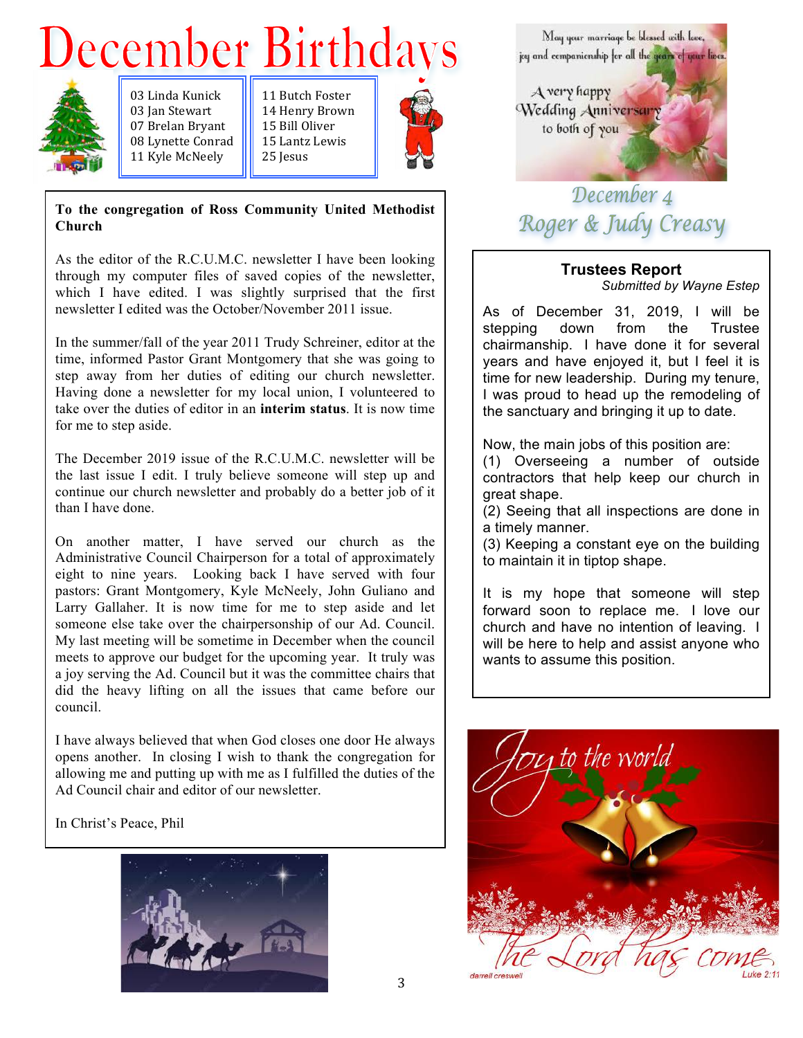# December Birthdays

| | |
|---|---|
| 03 Linda Kunick | 11 Butch Foster |
| 03 Jan Stewart | 14 Henry Brown |
| 07 Brelan Bryant | 15 Bill Oliver |
| 08 Lynette Conrad | 15 Lantz Lewis |
| 11 Kyle McNeely | 25 Jesus |

May your marriage be blessed with love, joy and companionship for all the years of your lives.

A very happy Wedding Anniversary to both of you

December 4
Roger & Judy Creasy

**To the congregation of Ross Community United Methodist Church**

As the editor of the R.C.U.M.C. newsletter I have been looking through my computer files of saved copies of the newsletter, which I have edited. I was slightly surprised that the first newsletter I edited was the October/November 2011 issue.

In the summer/fall of the year 2011 Trudy Schreiner, editor at the time, informed Pastor Grant Montgomery that she was going to step away from her duties of editing our church newsletter. Having done a newsletter for my local union, I volunteered to take over the duties of editor in an **interim status**. It is now time for me to step aside.

The December 2019 issue of the R.C.U.M.C. newsletter will be the last issue I edit. I truly believe someone will step up and continue our church newsletter and probably do a better job of it than I have done.

On another matter, I have served our church as the Administrative Council Chairperson for a total of approximately eight to nine years. Looking back I have served with four pastors: Grant Montgomery, Kyle McNeely, John Guliano and Larry Gallaher. It is now time for me to step aside and let someone else take over the chairpersonship of our Ad. Council. My last meeting will be sometime in December when the council meets to approve our budget for the upcoming year. It truly was a joy serving the Ad. Council but it was the committee chairs that did the heavy lifting on all the issues that came before our council.

I have always believed that when God closes one door He always opens another. In closing I wish to thank the congregation for allowing me and putting up with me as I fulfilled the duties of the Ad Council chair and editor of our newsletter.

In Christ's Peace, Phil

## Trustees Report

*Submitted by Wayne Estep*

As of December 31, 2019, I will be stepping down from the Trustee chairmanship. I have done it for several years and have enjoyed it, but I feel it is time for new leadership. During my tenure, I was proud to head up the remodeling of the sanctuary and bringing it up to date.

Now, the main jobs of this position are:
(1) Overseeing a number of outside contractors that help keep our church in great shape.
(2) Seeing that all inspections are done in a timely manner.
(3) Keeping a constant eye on the building to maintain it in tiptop shape.

It is my hope that someone will step forward soon to replace me. I love our church and have no intention of leaving. I will be here to help and assist anyone who wants to assume this position.

Joy to the world
The Lord has come
darrell creswell
Luke 2:11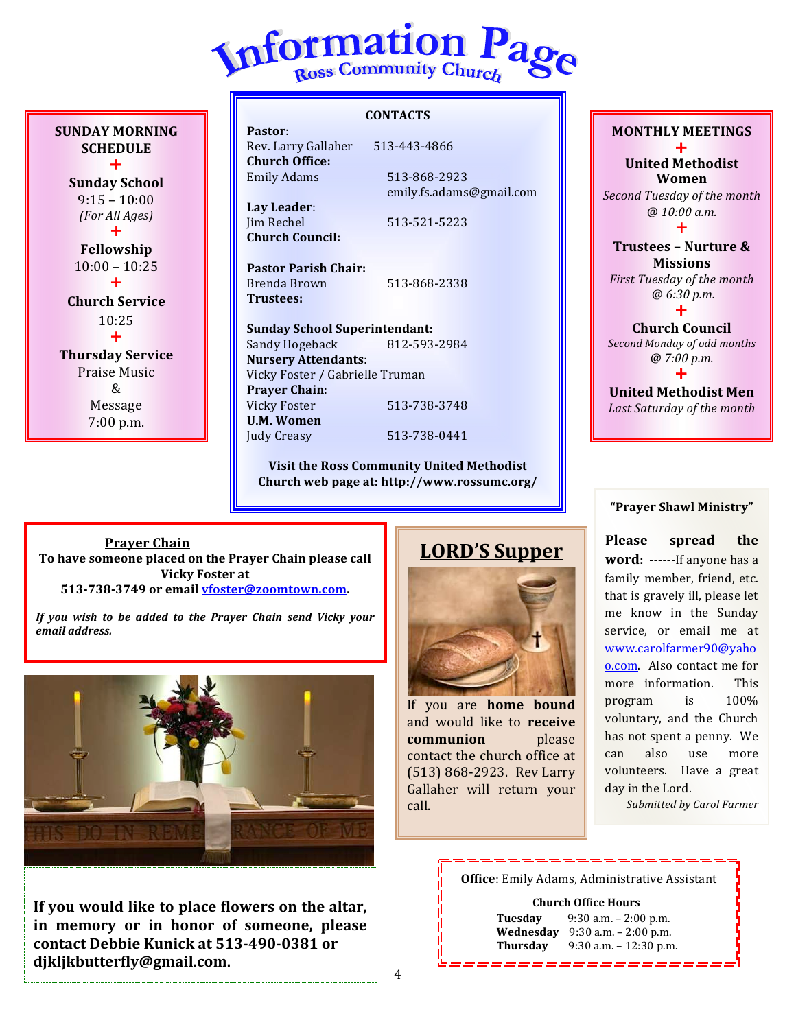# Information Page

## Ross Community Church

**SUNDAY MORNING SCHEDULE**

+

**Sunday School**
9:15 – 10:00
*(For All Ages)*

+

**Fellowship**
10:00 – 10:25

+

**Church Service**
10:25

+

**Thursday Service**
Praise Music
&
Message
7:00 p.m.

**CONTACTS**

| | | |
|---|---|---|
| **Pastor**: | | |
| Rev. Larry Gallaher | 513-443-4866 | |
| **Church Office:** | | |
| Emily Adams | 513-868-2923 | emily.fs.adams@gmail.com |
| **Lay Leader**: | | |
| Jim Rechel | 513-521-5223 | |
| **Church Council:** | | |
| **Pastor Parish Chair:** | | |
| Brenda Brown | 513-868-2338 | |
| **Trustees:** | | |
| **Sunday School Superintendant:** | | |
| Sandy Hogeback | 812-593-2984 | |
| **Nursery Attendants**: | | |
| Vicky Foster / Gabrielle Truman | | |
| **Prayer Chain**: | | |
| Vicky Foster | 513-738-3748 | |
| **U.M. Women** | | |
| Judy Creasy | 513-738-0441 | |

**Visit the Ross Community United Methodist Church web page at: http://www.rossumc.org/**

**MONTHLY MEETINGS**

+

**United Methodist Women**
*Second Tuesday of the month @ 10:00 a.m.*

+

**Trustees – Nurture & Missions**
*First Tuesday of the month @ 6:30 p.m.*

+

**Church Council**
*Second Monday of odd months @ 7:00 p.m.*

+

**United Methodist Men**
*Last Saturday of the month*

**Prayer Chain**

**To have someone placed on the Prayer Chain please call Vicky Foster at 513-738-3749 or email vfoster@zoomtown.com.**

***If you wish to be added to the Prayer Chain send Vicky your email address.***

**If you would like to place flowers on the altar, in memory or in honor of someone, please contact Debbie Kunick at 513-490-0381 or djkljkbutterfly@gmail.com.**

## LORD'S Supper

If you are **home bound** and would like to **receive communion** please contact the church office at (513) 868-2923. Rev Larry Gallaher will return your call.

**"Prayer Shawl Ministry"**

**Please spread the word: ------**If anyone has a family member, friend, etc. that is gravely ill, please let me know in the Sunday service, or email me at www.carolfarmer90@yahoo.com. Also contact me for more information. This program is 100% voluntary, and the Church has not spent a penny. We can also use more volunteers. Have a great day in the Lord.

*Submitted by Carol Farmer*

**Office**: Emily Adams, Administrative Assistant

**Church Office Hours**

| | |
|---|---|
| **Tuesday** | 9:30 a.m. – 2:00 p.m. |
| **Wednesday** | 9:30 a.m. – 2:00 p.m. |
| **Thursday** | 9:30 a.m. – 12:30 p.m. |